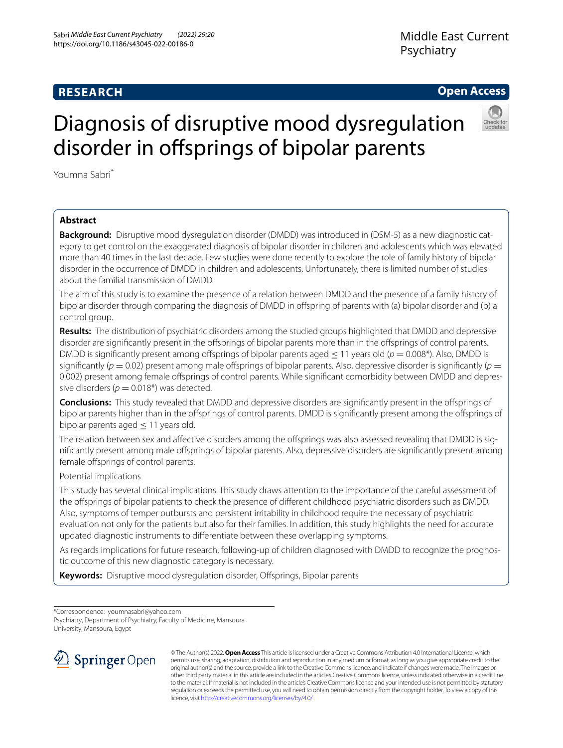**RESEARCH**

**Open Access**

# Diagnosis of disruptive mood dysregulation disorder in offsprings of bipolar parents

Youmna Sabri*

## Abstract

**Background:** Disruptive mood dysregulation disorder (DMDD) was introduced in (DSM-5) as a new diagnostic category to get control on the exaggerated diagnosis of bipolar disorder in children and adolescents which was elevated more than 40 times in the last decade. Few studies were done recently to explore the role of family history of bipolar disorder in the occurrence of DMDD in children and adolescents. Unfortunately, there is limited number of studies about the familial transmission of DMDD.

The aim of this study is to examine the presence of a relation between DMDD and the presence of a family history of bipolar disorder through comparing the diagnosis of DMDD in offspring of parents with (a) bipolar disorder and (b) a control group.

**Results:** The distribution of psychiatric disorders among the studied groups highlighted that DMDD and depressive disorder are significantly present in the offsprings of bipolar parents more than in the offsprings of control parents. DMDD is significantly present among offsprings of bipolar parents aged ≤ 11 years old ($p = 0.008$*). Also, DMDD is significantly ($p = 0.02$) present among male offsprings of bipolar parents. Also, depressive disorder is significantly ($p = 0.002$) present among female offsprings of control parents. While significant comorbidity between DMDD and depressive disorders ($p = 0.018$*) was detected.

**Conclusions:** This study revealed that DMDD and depressive disorders are significantly present in the offsprings of bipolar parents higher than in the offsprings of control parents. DMDD is significantly present among the offsprings of bipolar parents aged ≤ 11 years old.

The relation between sex and affective disorders among the offsprings was also assessed revealing that DMDD is significantly present among male offsprings of bipolar parents. Also, depressive disorders are significantly present among female offsprings of control parents.

Potential implications

This study has several clinical implications. This study draws attention to the importance of the careful assessment of the offsprings of bipolar patients to check the presence of different childhood psychiatric disorders such as DMDD. Also, symptoms of temper outbursts and persistent irritability in childhood require the necessary of psychiatric evaluation not only for the patients but also for their families. In addition, this study highlights the need for accurate updated diagnostic instruments to differentiate between these overlapping symptoms.

As regards implications for future research, following-up of children diagnosed with DMDD to recognize the prognostic outcome of this new diagnostic category is necessary.

**Keywords:** Disruptive mood dysregulation disorder, Offsprings, Bipolar parents

*Correspondence: youmnasabri@yahoo.com
Psychiatry, Department of Psychiatry, Faculty of Medicine, Mansoura University, Mansoura, Egypt

© The Author(s) 2022. **Open Access** This article is licensed under a Creative Commons Attribution 4.0 International License, which permits use, sharing, adaptation, distribution and reproduction in any medium or format, as long as you give appropriate credit to the original author(s) and the source, provide a link to the Creative Commons licence, and indicate if changes were made. The images or other third party material in this article are included in the article's Creative Commons licence, unless indicated otherwise in a credit line to the material. If material is not included in the article's Creative Commons licence and your intended use is not permitted by statutory regulation or exceeds the permitted use, you will need to obtain permission directly from the copyright holder. To view a copy of this licence, visit http://creativecommons.org/licenses/by/4.0/.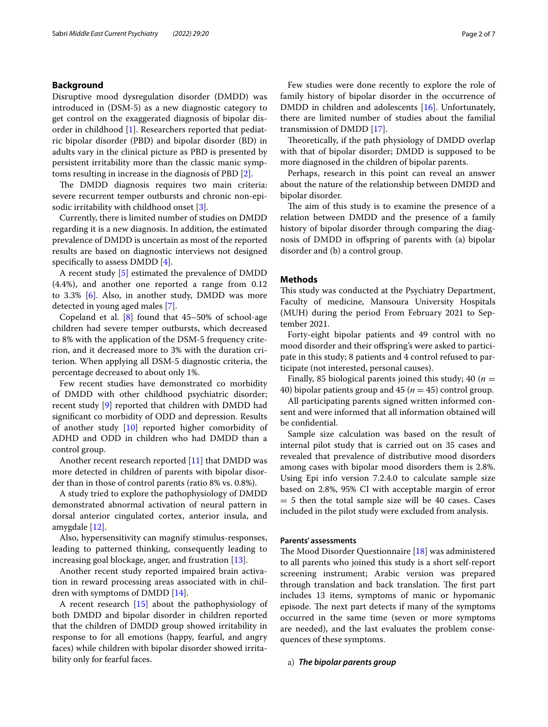## Background

Disruptive mood dysregulation disorder (DMDD) was introduced in (DSM-5) as a new diagnostic category to get control on the exaggerated diagnosis of bipolar disorder in childhood [1]. Researchers reported that pediatric bipolar disorder (PBD) and bipolar disorder (BD) in adults vary in the clinical picture as PBD is presented by persistent irritability more than the classic manic symptoms resulting in increase in the diagnosis of PBD [2].

The DMDD diagnosis requires two main criteria: severe recurrent temper outbursts and chronic non-episodic irritability with childhood onset [3].

Currently, there is limited number of studies on DMDD regarding it is a new diagnosis. In addition, the estimated prevalence of DMDD is uncertain as most of the reported results are based on diagnostic interviews not designed specifically to assess DMDD [4].

A recent study [5] estimated the prevalence of DMDD (4.4%), and another one reported a range from 0.12 to 3.3% [6]. Also, in another study, DMDD was more detected in young aged males [7].

Copeland et al. [8] found that 45–50% of school-age children had severe temper outbursts, which decreased to 8% with the application of the DSM-5 frequency criterion, and it decreased more to 3% with the duration criterion. When applying all DSM-5 diagnostic criteria, the percentage decreased to about only 1%.

Few recent studies have demonstrated co morbidity of DMDD with other childhood psychiatric disorder; recent study [9] reported that children with DMDD had significant co morbidity of ODD and depression. Results of another study [10] reported higher comorbidity of ADHD and ODD in children who had DMDD than a control group.

Another recent research reported [11] that DMDD was more detected in children of parents with bipolar disorder than in those of control parents (ratio 8% vs. 0.8%).

A study tried to explore the pathophysiology of DMDD demonstrated abnormal activation of neural pattern in dorsal anterior cingulated cortex, anterior insula, and amygdale [12].

Also, hypersensitivity can magnify stimulus-responses, leading to patterned thinking, consequently leading to increasing goal blockage, anger, and frustration [13].

Another recent study reported impaired brain activation in reward processing areas associated with in children with symptoms of DMDD [14].

A recent research [15] about the pathophysiology of both DMDD and bipolar disorder in children reported that the children of DMDD group showed irritability in response to for all emotions (happy, fearful, and angry faces) while children with bipolar disorder showed irritability only for fearful faces.

Few studies were done recently to explore the role of family history of bipolar disorder in the occurrence of DMDD in children and adolescents [16]. Unfortunately, there are limited number of studies about the familial transmission of DMDD [17].

Theoretically, if the path physiology of DMDD overlap with that of bipolar disorder; DMDD is supposed to be more diagnosed in the children of bipolar parents.

Perhaps, research in this point can reveal an answer about the nature of the relationship between DMDD and bipolar disorder.

The aim of this study is to examine the presence of a relation between DMDD and the presence of a family history of bipolar disorder through comparing the diagnosis of DMDD in offspring of parents with (a) bipolar disorder and (b) a control group.

## Methods

This study was conducted at the Psychiatry Department, Faculty of medicine, Mansoura University Hospitals (MUH) during the period From February 2021 to September 2021.

Forty-eight bipolar patients and 49 control with no mood disorder and their offspring's were asked to participate in this study; 8 patients and 4 control refused to participate (not interested, personal causes).

Finally, 85 biological parents joined this study; 40 ($n$ = 40) bipolar patients group and 45 ($n$ = 45) control group.

All participating parents signed written informed consent and were informed that all information obtained will be confidential.

Sample size calculation was based on the result of internal pilot study that is carried out on 35 cases and revealed that prevalence of distributive mood disorders among cases with bipolar mood disorders them is 2.8%. Using Epi info version 7.2.4.0 to calculate sample size based on 2.8%, 95% CI with acceptable margin of error = 5 then the total sample size will be 40 cases. Cases included in the pilot study were excluded from analysis.

### Parents' assessments

The Mood Disorder Questionnaire [18] was administered to all parents who joined this study is a short self-report screening instrument; Arabic version was prepared through translation and back translation. The first part includes 13 items, symptoms of manic or hypomanic episode. The next part detects if many of the symptoms occurred in the same time (seven or more symptoms are needed), and the last evaluates the problem consequences of these symptoms.

a) ***The bipolar parents group***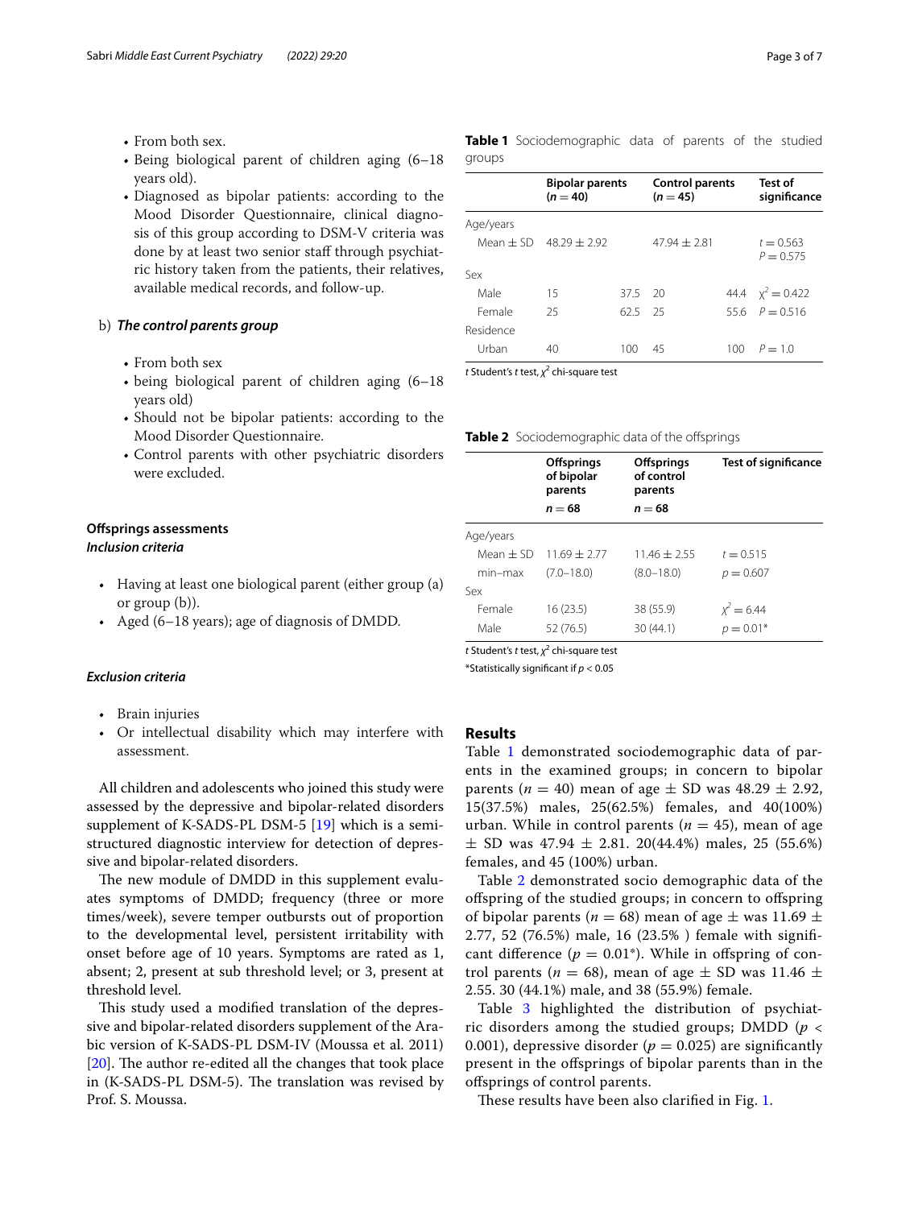- From both sex.
- Being biological parent of children aging (6–18 years old).
- Diagnosed as bipolar patients: according to the Mood Disorder Questionnaire, clinical diagnosis of this group according to DSM-V criteria was done by at least two senior staff through psychiatric history taken from the patients, their relatives, available medical records, and follow-up.

b) ***The control parents group***

- From both sex
- being biological parent of children aging (6–18 years old)
- Should not be bipolar patients: according to the Mood Disorder Questionnaire.
- Control parents with other psychiatric disorders were excluded.

### Offsprings assessments

#### *Inclusion criteria*

- Having at least one biological parent (either group (a) or group (b)).
- Aged (6–18 years); age of diagnosis of DMDD.

#### *Exclusion criteria*

- Brain injuries
- Or intellectual disability which may interfere with assessment.

All children and adolescents who joined this study were assessed by the depressive and bipolar-related disorders supplement of K-SADS-PL DSM-5 [19] which is a semi-structured diagnostic interview for detection of depressive and bipolar-related disorders.

The new module of DMDD in this supplement evaluates symptoms of DMDD; frequency (three or more times/week), severe temper outbursts out of proportion to the developmental level, persistent irritability with onset before age of 10 years. Symptoms are rated as 1, absent; 2, present at sub threshold level; or 3, present at threshold level.

This study used a modified translation of the depressive and bipolar-related disorders supplement of the Arabic version of K-SADS-PL DSM-IV (Moussa et al. 2011) [20]. The author re-edited all the changes that took place in (K-SADS-PL DSM-5). The translation was revised by Prof. S. Moussa.

**Table 1** Sociodemographic data of parents of the studied groups

| | Bipolar parents ($n = 40$) | | Control parents ($n = 45$) | | Test of significance |
|---|---|---|---|---|---|
| Age/years | | | | | |
| Mean ± SD | 48.29 ± 2.92 | | 47.94 ± 2.81 | | $t = 0.563$ $P = 0.575$ |
| Sex | | | | | |
| Male | 15 | 37.5 | 20 | 44.4 | $\chi^2 = 0.422$ |
| Female | 25 | 62.5 | 25 | 55.6 | $P = 0.516$ |
| Residence | | | | | |
| Urban | 40 | 100 | 45 | 100 | $P = 1.0$ |

*t* Student's *t* test, $\chi^2$ chi-square test

**Table 2** Sociodemographic data of the offsprings

| | Offsprings of bipolar parents $n = 68$ | Offsprings of control parents $n = 68$ | Test of significance |
|---|---|---|---|
| Age/years | | | |
| Mean ± SD | 11.69 ± 2.77 | 11.46 ± 2.55 | $t = 0.515$ |
| min–max | (7.0–18.0) | (8.0–18.0) | $p = 0.607$ |
| Sex | | | |
| Female | 16 (23.5) | 38 (55.9) | $\chi^2 = 6.44$ |
| Male | 52 (76.5) | 30 (44.1) | $p = 0.01$* |

*t* Student's *t* test, $\chi^2$ chi-square test

*Statistically significant if $p < 0.05$

## Results

Table 1 demonstrated sociodemographic data of parents in the examined groups; in concern to bipolar parents ($n = 40$) mean of age ± SD was 48.29 ± 2.92, 15(37.5%) males, 25(62.5%) females, and 40(100%) urban. While in control parents ($n = 45$), mean of age ± SD was 47.94 ± 2.81. 20(44.4%) males, 25 (55.6%) females, and 45 (100%) urban.

Table 2 demonstrated socio demographic data of the offspring of the studied groups; in concern to offspring of bipolar parents ($n = 68$) mean of age ± was 11.69 ± 2.77, 52 (76.5%) male, 16 (23.5% ) female with significant difference ($p = 0.01$*). While in offspring of control parents ($n = 68$), mean of age ± SD was 11.46 ± 2.55. 30 (44.1%) male, and 38 (55.9%) female.

Table 3 highlighted the distribution of psychiatric disorders among the studied groups; DMDD ($p < 0.001$), depressive disorder ($p = 0.025$) are significantly present in the offsprings of bipolar parents than in the offsprings of control parents.

These results have been also clarified in Fig. 1.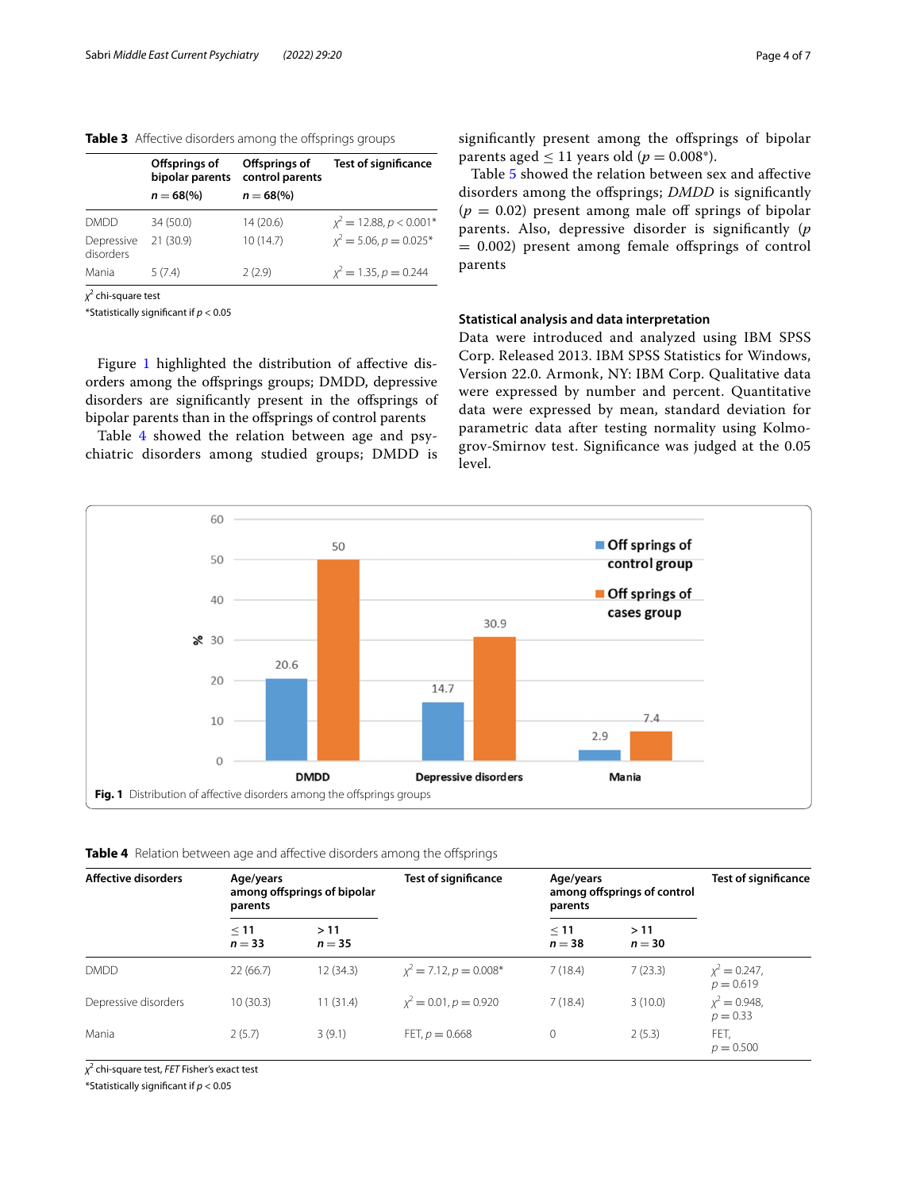**Table 3** Affective disorders among the offsprings groups

| | Offsprings of bipolar parents $n = 68$(%) | Offsprings of control parents $n = 68$(%) | Test of significance |
|---|---|---|---|
| DMDD | 34 (50.0) | 14 (20.6) | $\chi^2 = 12.88, p < 0.001$* |
| Depressive disorders | 21 (30.9) | 10 (14.7) | $\chi^2 = 5.06, p = 0.025$* |
| Mania | 5 (7.4) | 2 (2.9) | $\chi^2 = 1.35, p = 0.244$ |

$\chi^2$ chi-square test

*Statistically significant if $p < 0.05$

Figure 1 highlighted the distribution of affective disorders among the offsprings groups; DMDD, depressive disorders are significantly present in the offsprings of bipolar parents than in the offsprings of control parents

Table 4 showed the relation between age and psychiatric disorders among studied groups; DMDD is significantly present among the offsprings of bipolar parents aged $\leq 11$ years old ($p = 0.008$*).

Table 5 showed the relation between sex and affective disorders among the offsprings; *DMDD* is significantly ($p = 0.02$) present among male off springs of bipolar parents. Also, depressive disorder is significantly ($p = 0.002$) present among female offsprings of control parents

### Statistical analysis and data interpretation

Data were introduced and analyzed using IBM SPSS Corp. Released 2013. IBM SPSS Statistics for Windows, Version 22.0. Armonk, NY: IBM Corp. Qualitative data were expressed by number and percent. Quantitative data were expressed by mean, standard deviation for parametric data after testing normality using Kolmogrov-Smirnov test. Significance was judged at the 0.05 level.

60
50
40
% 30
20
10
0

DMDD: 20.6, 50
Depressive disorders: 14.7, 30.9
Mania: 2.9, 7.4

Off springs of control group
Off springs of cases group

**Fig. 1** Distribution of affective disorders among the offsprings groups

**Table 4** Relation between age and affective disorders among the offsprings

| Affective disorders | Age/years among offsprings of bipolar parents | | Test of significance | Age/years among offsprings of control parents | | Test of significance |
|---|---|---|---|---|---|---|
| | $\leq 11$ $n = 33$ | $> 11$ $n = 35$ | | $\leq 11$ $n = 38$ | $> 11$ $n = 30$ | |
| DMDD | 22 (66.7) | 12 (34.3) | $\chi^2 = 7.12, p = 0.008$* | 7 (18.4) | 7 (23.3) | $\chi^2 = 0.247$, $p = 0.619$ |
| Depressive disorders | 10 (30.3) | 11 (31.4) | $\chi^2 = 0.01, p = 0.920$ | 7 (18.4) | 3 (10.0) | $\chi^2 = 0.948$, $p = 0.33$ |
| Mania | 2 (5.7) | 3 (9.1) | FET, $p = 0.668$ | 0 | 2 (5.3) | FET, $p = 0.500$ |

$\chi^2$ chi-square test, *FET* Fisher's exact test

*Statistically significant if $p < 0.05$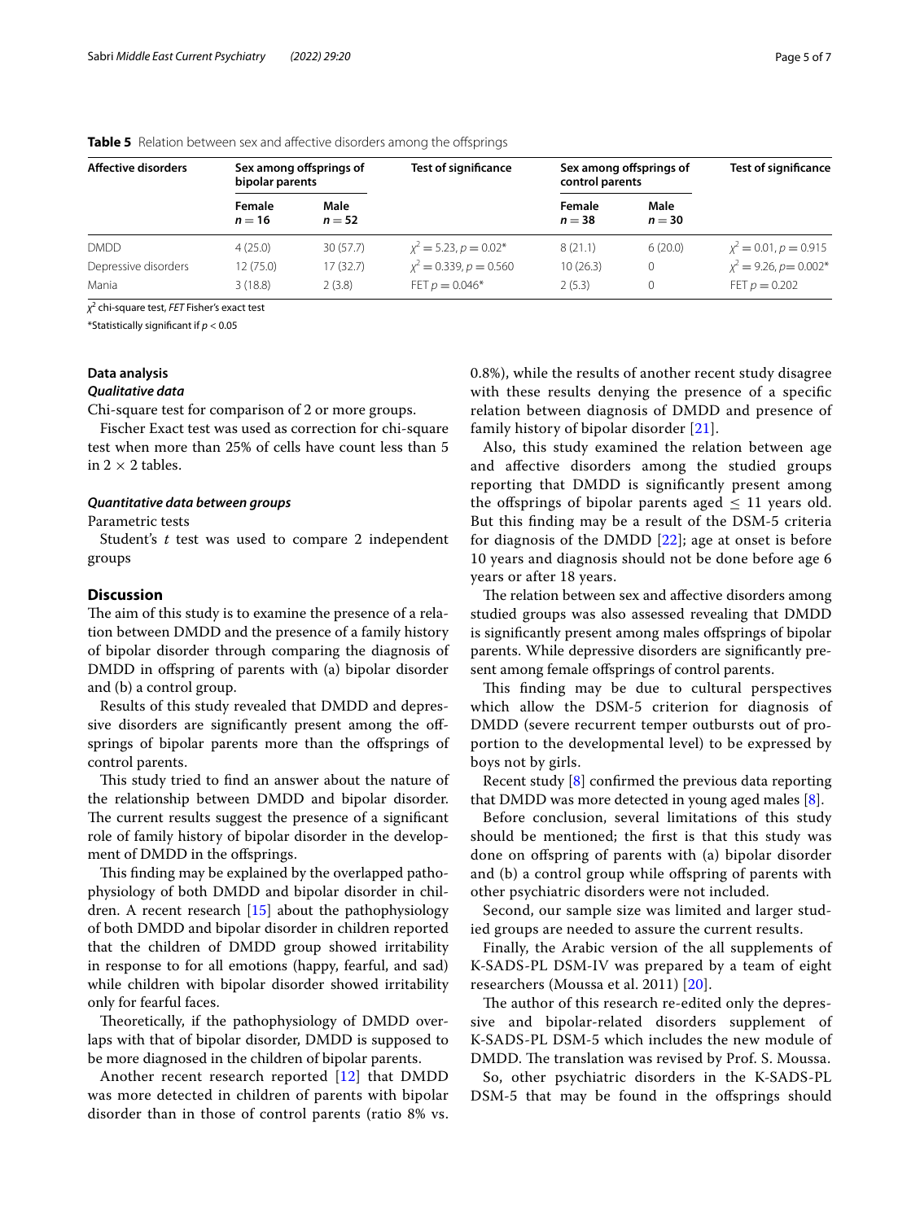**Table 5** Relation between sex and affective disorders among the offsprings

| Affective disorders | Sex among offsprings of bipolar parents | | Test of significance | Sex among offsprings of control parents | | Test of significance |
|---|---|---|---|---|---|---|
| | Female $n = 16$ | Male $n = 52$ | | Female $n = 38$ | Male $n = 30$ | |
| DMDD | 4 (25.0) | 30 (57.7) | $\chi^2 = 5.23, p = 0.02$* | 8 (21.1) | 6 (20.0) | $\chi^2 = 0.01, p = 0.915$ |
| Depressive disorders | 12 (75.0) | 17 (32.7) | $\chi^2 = 0.339, p = 0.560$ | 10 (26.3) | 0 | $\chi^2 = 9.26, p = 0.002$* |
| Mania | 3 (18.8) | 2 (3.8) | FET $p = 0.046$* | 2 (5.3) | 0 | FET $p = 0.202$ |

$\chi^2$ chi-square test, *FET* Fisher's exact test

*Statistically significant if $p < 0.05$

### Data analysis

#### *Qualitative data*

Chi-square test for comparison of 2 or more groups.

Fischer Exact test was used as correction for chi-square test when more than 25% of cells have count less than 5 in 2 × 2 tables.

#### *Quantitative data between groups*

Parametric tests

Student's *t* test was used to compare 2 independent groups

## Discussion

The aim of this study is to examine the presence of a relation between DMDD and the presence of a family history of bipolar disorder through comparing the diagnosis of DMDD in offspring of parents with (a) bipolar disorder and (b) a control group.

Results of this study revealed that DMDD and depressive disorders are significantly present among the offsprings of bipolar parents more than the offsprings of control parents.

This study tried to find an answer about the nature of the relationship between DMDD and bipolar disorder. The current results suggest the presence of a significant role of family history of bipolar disorder in the development of DMDD in the offsprings.

This finding may be explained by the overlapped pathophysiology of both DMDD and bipolar disorder in children. A recent research [15] about the pathophysiology of both DMDD and bipolar disorder in children reported that the children of DMDD group showed irritability in response to for all emotions (happy, fearful, and sad) while children with bipolar disorder showed irritability only for fearful faces.

Theoretically, if the pathophysiology of DMDD overlaps with that of bipolar disorder, DMDD is supposed to be more diagnosed in the children of bipolar parents.

Another recent research reported [12] that DMDD was more detected in children of parents with bipolar disorder than in those of control parents (ratio 8% vs. 0.8%), while the results of another recent study disagree with these results denying the presence of a specific relation between diagnosis of DMDD and presence of family history of bipolar disorder [21].

Also, this study examined the relation between age and affective disorders among the studied groups reporting that DMDD is significantly present among the offsprings of bipolar parents aged $\leq$ 11 years old. But this finding may be a result of the DSM-5 criteria for diagnosis of the DMDD [22]; age at onset is before 10 years and diagnosis should not be done before age 6 years or after 18 years.

The relation between sex and affective disorders among studied groups was also assessed revealing that DMDD is significantly present among males offsprings of bipolar parents. While depressive disorders are significantly present among female offsprings of control parents.

This finding may be due to cultural perspectives which allow the DSM-5 criterion for diagnosis of DMDD (severe recurrent temper outbursts out of proportion to the developmental level) to be expressed by boys not by girls.

Recent study [8] confirmed the previous data reporting that DMDD was more detected in young aged males [8].

Before conclusion, several limitations of this study should be mentioned; the first is that this study was done on offspring of parents with (a) bipolar disorder and (b) a control group while offspring of parents with other psychiatric disorders were not included.

Second, our sample size was limited and larger studied groups are needed to assure the current results.

Finally, the Arabic version of the all supplements of K-SADS-PL DSM-IV was prepared by a team of eight researchers (Moussa et al. 2011) [20].

The author of this research re-edited only the depressive and bipolar-related disorders supplement of K-SADS-PL DSM-5 which includes the new module of DMDD. The translation was revised by Prof. S. Moussa.

So, other psychiatric disorders in the K-SADS-PL DSM-5 that may be found in the offsprings should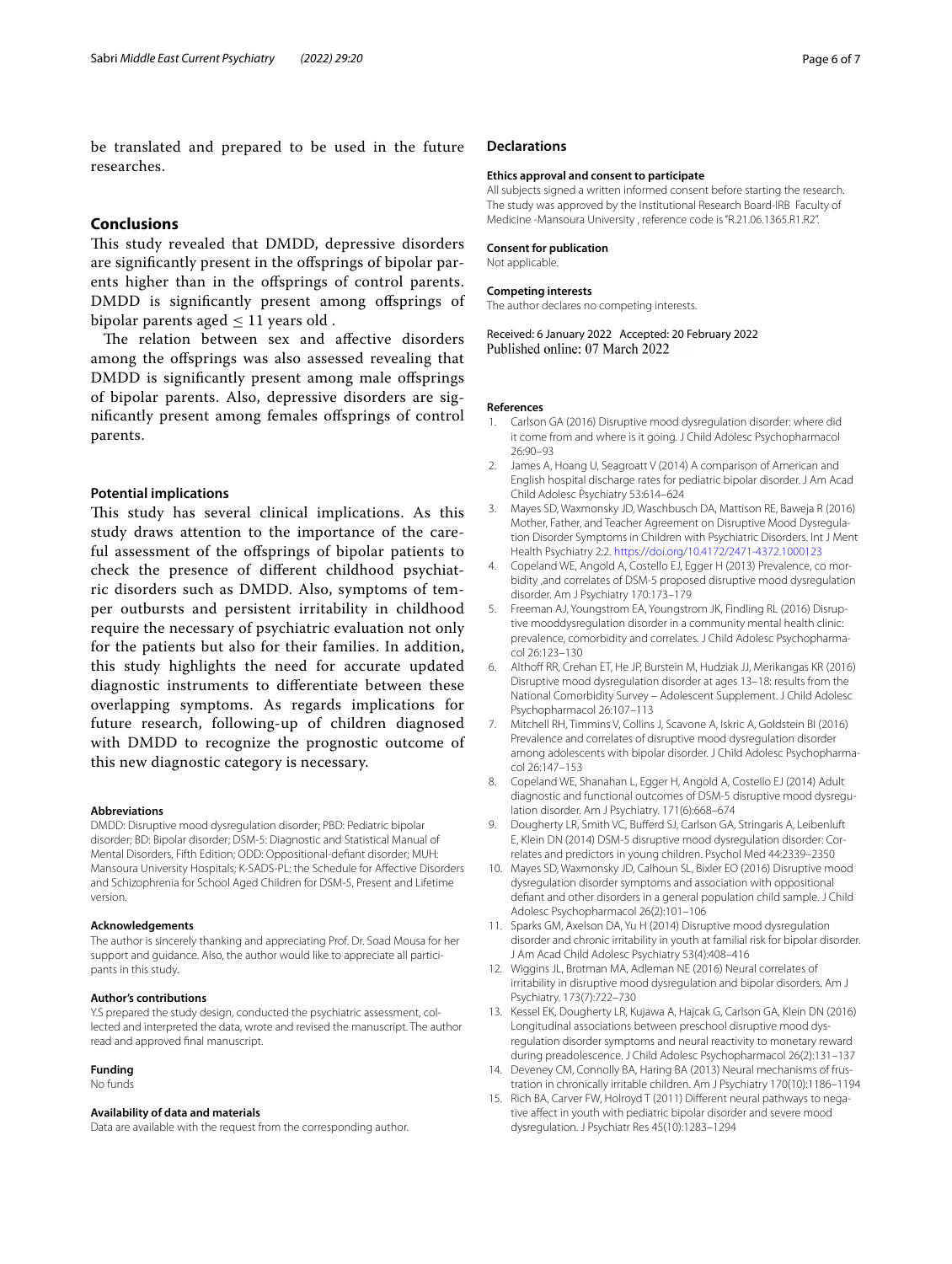be translated and prepared to be used in the future researches.

## Conclusions

This study revealed that DMDD, depressive disorders are significantly present in the offsprings of bipolar parents higher than in the offsprings of control parents. DMDD is significantly present among offsprings of bipolar parents aged $\leq 11$ years old .

The relation between sex and affective disorders among the offsprings was also assessed revealing that DMDD is significantly present among male offsprings of bipolar parents. Also, depressive disorders are significantly present among females offsprings of control parents.

### Potential implications

This study has several clinical implications. As this study draws attention to the importance of the careful assessment of the offsprings of bipolar patients to check the presence of different childhood psychiatric disorders such as DMDD. Also, symptoms of temper outbursts and persistent irritability in childhood require the necessary of psychiatric evaluation not only for the patients but also for their families. In addition, this study highlights the need for accurate updated diagnostic instruments to differentiate between these overlapping symptoms. As regards implications for future research, following-up of children diagnosed with DMDD to recognize the prognostic outcome of this new diagnostic category is necessary.

#### Abbreviations

DMDD: Disruptive mood dysregulation disorder; PBD: Pediatric bipolar disorder; BD: Bipolar disorder; DSM-5: Diagnostic and Statistical Manual of Mental Disorders, Fifth Edition; ODD: Oppositional-defiant disorder; MUH: Mansoura University Hospitals; K-SADS-PL: the Schedule for Affective Disorders and Schizophrenia for School Aged Children for DSM-5, Present and Lifetime version.

#### Acknowledgements

The author is sincerely thanking and appreciating Prof. Dr. Soad Mousa for her support and guidance. Also, the author would like to appreciate all participants in this study.

#### Author's contributions

Y.S prepared the study design, conducted the psychiatric assessment, collected and interpreted the data, wrote and revised the manuscript. The author read and approved final manuscript.

#### Funding

No funds

#### Availability of data and materials

Data are available with the request from the corresponding author.

## Declarations

#### Ethics approval and consent to participate

All subjects signed a written informed consent before starting the research. The study was approved by the Institutional Research Board-IRB Faculty of Medicine -Mansoura University , reference code is "R.21.06.1365.R1.R2".

#### Consent for publication

Not applicable.

#### Competing interests

The author declares no competing interests.

Received: 6 January 2022 Accepted: 20 February 2022
Published online: 07 March 2022

#### References

1. Carlson GA (2016) Disruptive mood dysregulation disorder: where did it come from and where is it going. J Child Adolesc Psychopharmacol 26:90–93
2. James A, Hoang U, Seagroatt V (2014) A comparison of American and English hospital discharge rates for pediatric bipolar disorder. J Am Acad Child Adolesc Psychiatry 53:614–624
3. Mayes SD, Waxmonsky JD, Waschbusch DA, Mattison RE, Baweja R (2016) Mother, Father, and Teacher Agreement on Disruptive Mood Dysregulation Disorder Symptoms in Children with Psychiatric Disorders. Int J Ment Health Psychiatry 2:2. https://doi.org/10.4172/2471-4372.1000123
4. Copeland WE, Angold A, Costello EJ, Egger H (2013) Prevalence, co morbidity ,and correlates of DSM-5 proposed disruptive mood dysregulation disorder. Am J Psychiatry 170:173–179
5. Freeman AJ, Youngstrom EA, Youngstrom JK, Findling RL (2016) Disruptive mooddysregulation disorder in a community mental health clinic: prevalence, comorbidity and correlates. J Child Adolesc Psychopharmacol 26:123–130
6. Althoff RR, Crehan ET, He JP, Burstein M, Hudziak JJ, Merikangas KR (2016) Disruptive mood dysregulation disorder at ages 13–18: results from the National Comorbidity Survey – Adolescent Supplement. J Child Adolesc Psychopharmacol 26:107–113
7. Mitchell RH, Timmins V, Collins J, Scavone A, Iskric A, Goldstein BI (2016) Prevalence and correlates of disruptive mood dysregulation disorder among adolescents with bipolar disorder. J Child Adolesc Psychopharmacol 26:147–153
8. Copeland WE, Shanahan L, Egger H, Angold A, Costello EJ (2014) Adult diagnostic and functional outcomes of DSM-5 disruptive mood dysregulation disorder. Am J Psychiatry. 171(6):668–674
9. Dougherty LR, Smith VC, Bufferd SJ, Carlson GA, Stringaris A, Leibenluft E, Klein DN (2014) DSM-5 disruptive mood dysregulation disorder: Correlates and predictors in young children. Psychol Med 44:2339–2350
10. Mayes SD, Waxmonsky JD, Calhoun SL, Bixler EO (2016) Disruptive mood dysregulation disorder symptoms and association with oppositional defiant and other disorders in a general population child sample. J Child Adolesc Psychopharmacol 26(2):101–106
11. Sparks GM, Axelson DA, Yu H (2014) Disruptive mood dysregulation disorder and chronic irritability in youth at familial risk for bipolar disorder. J Am Acad Child Adolesc Psychiatry 53(4):408–416
12. Wiggins JL, Brotman MA, Adleman NE (2016) Neural correlates of irritability in disruptive mood dysregulation and bipolar disorders. Am J Psychiatry. 173(7):722–730
13. Kessel EK, Dougherty LR, Kujawa A, Hajcak G, Carlson GA, Klein DN (2016) Longitudinal associations between preschool disruptive mood dysregulation disorder symptoms and neural reactivity to monetary reward during preadolescence. J Child Adolesc Psychopharmacol 26(2):131–137
14. Deveney CM, Connolly BA, Haring BA (2013) Neural mechanisms of frustration in chronically irritable children. Am J Psychiatry 170(10):1186–1194
15. Rich BA, Carver FW, Holroyd T (2011) Different neural pathways to negative affect in youth with pediatric bipolar disorder and severe mood dysregulation. J Psychiatr Res 45(10):1283–1294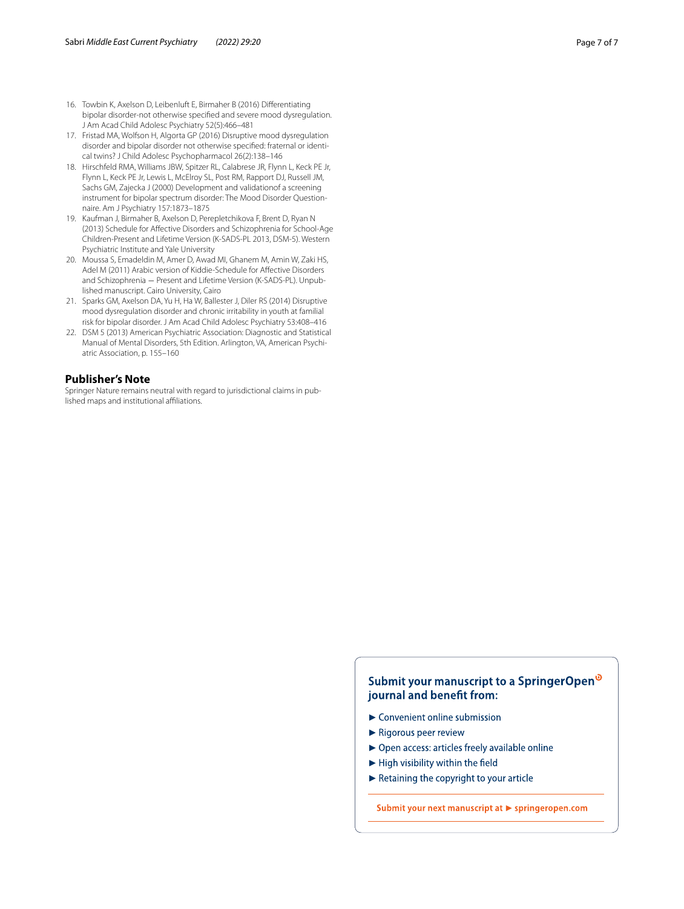16. Towbin K, Axelson D, Leibenluft E, Birmaher B (2016) Differentiating bipolar disorder-not otherwise specified and severe mood dysregulation. J Am Acad Child Adolesc Psychiatry 52(5):466–481
17. Fristad MA, Wolfson H, Algorta GP (2016) Disruptive mood dysregulation disorder and bipolar disorder not otherwise specified: fraternal or identical twins? J Child Adolesc Psychopharmacol 26(2):138–146
18. Hirschfeld RMA, Williams JBW, Spitzer RL, Calabrese JR, Flynn L, Keck PE Jr, Flynn L, Keck PE Jr, Lewis L, McElroy SL, Post RM, Rapport DJ, Russell JM, Sachs GM, Zajecka J (2000) Development and validationof a screening instrument for bipolar spectrum disorder: The Mood Disorder Questionnaire. Am J Psychiatry 157:1873–1875
19. Kaufman J, Birmaher B, Axelson D, Perepletchikova F, Brent D, Ryan N (2013) Schedule for Affective Disorders and Schizophrenia for School-Age Children-Present and Lifetime Version (K-SADS-PL 2013, DSM-5). Western Psychiatric Institute and Yale University
20. Moussa S, Emadeldin M, Amer D, Awad MI, Ghanem M, Amin W, Zaki HS, Adel M (2011) Arabic version of Kiddie-Schedule for Affective Disorders and Schizophrenia — Present and Lifetime Version (K-SADS-PL). Unpublished manuscript. Cairo University, Cairo
21. Sparks GM, Axelson DA, Yu H, Ha W, Ballester J, Diler RS (2014) Disruptive mood dysregulation disorder and chronic irritability in youth at familial risk for bipolar disorder. J Am Acad Child Adolesc Psychiatry 53:408–416
22. DSM 5 (2013) American Psychiatric Association: Diagnostic and Statistical Manual of Mental Disorders, 5th Edition. Arlington, VA, American Psychiatric Association, p. 155–160

## Publisher's Note

Springer Nature remains neutral with regard to jurisdictional claims in published maps and institutional affiliations.

**Submit your manuscript to a SpringerOpen journal and benefit from:**

- Convenient online submission
- Rigorous peer review
- Open access: articles freely available online
- High visibility within the field
- Retaining the copyright to your article

**Submit your next manuscript at ▶ springeropen.com**